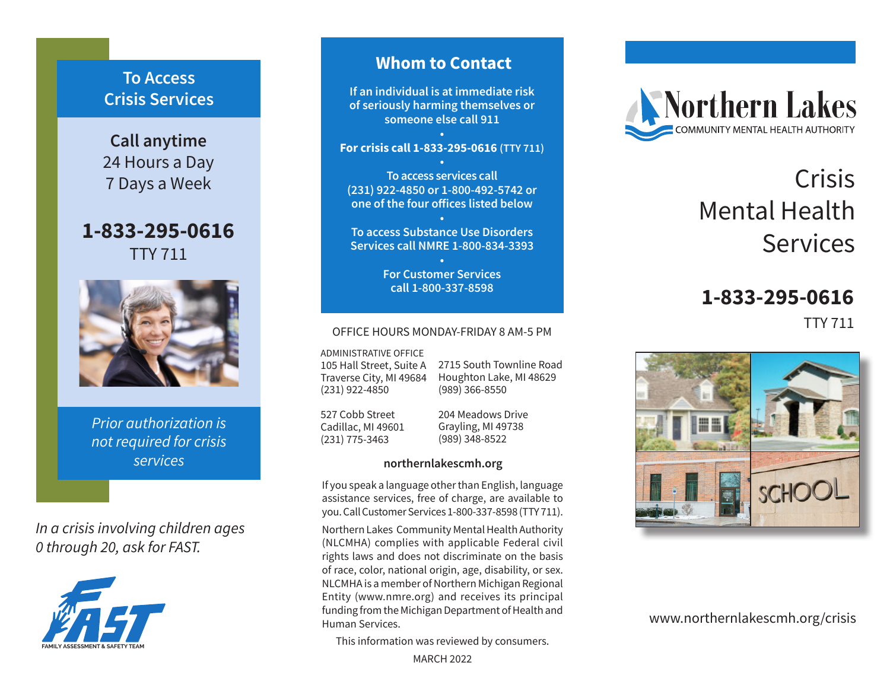## To Access Crisis Services

**Call anytime**
24 Hours a Day
7 Days a Week

**1-833-295-0616**
TTY 711

*Prior authorization is not required for crisis services*

*In a crisis involving children ages 0 through 20, ask for FAST.*

FAST
FAMILY ASSESSMENT & SAFETY TEAM

## Whom to Contact

**If an individual is at immediate risk of seriously harming themselves or someone else call 911**

•

**For crisis call 1-833-295-0616** (TTY 711)

•

**To access services call (231) 922-4850 or 1-800-492-5742 or one of the four offices listed below**

•

**To access Substance Use Disorders Services call NMRE 1-800-834-3393**

•

**For Customer Services call 1-800-337-8598**

OFFICE HOURS MONDAY-FRIDAY 8 AM-5 PM

ADMINISTRATIVE OFFICE
105 Hall Street, Suite A
Traverse City, MI 49684
(231) 922-4850

2715 South Townline Road
Houghton Lake, MI 48629
(989) 366-8550

527 Cobb Street
Cadillac, MI 49601
(231) 775-3463

204 Meadows Drive
Grayling, MI 49738
(989) 348-8522

**northernlakescmh.org**

If you speak a language other than English, language assistance services, free of charge, are available to you. Call Customer Services 1-800-337-8598 (TTY 711).

Northern Lakes Community Mental Health Authority (NLCMHA) complies with applicable Federal civil rights laws and does not discriminate on the basis of race, color, national origin, age, disability, or sex. NLCMHA is a member of Northern Michigan Regional Entity (www.nmre.org) and receives its principal funding from the Michigan Department of Health and Human Services.

This information was reviewed by consumers.

MARCH 2022

Northern Lakes
COMMUNITY MENTAL HEALTH AUTHORITY

# Crisis Mental Health Services

**1-833-295-0616**
TTY 711

www.northernlakescmh.org/crisis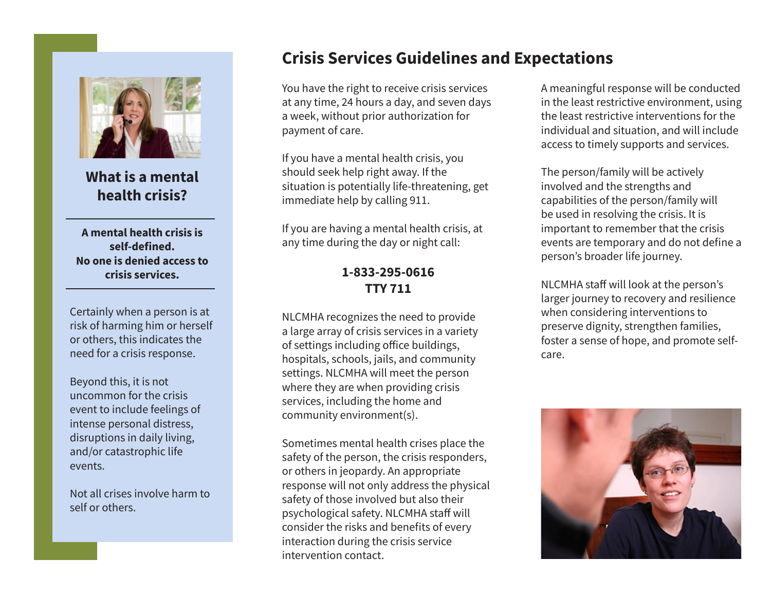## What is a mental health crisis?

**A mental health crisis is self-defined. No one is denied access to crisis services.**

Certainly when a person is at risk of harming him or herself or others, this indicates the need for a crisis response.

Beyond this, it is not uncommon for the crisis event to include feelings of intense personal distress, disruptions in daily living, and/or catastrophic life events.

Not all crises involve harm to self or others.

# Crisis Services Guidelines and Expectations

You have the right to receive crisis services at any time, 24 hours a day, and seven days a week, without prior authorization for payment of care.

If you have a mental health crisis, you should seek help right away. If the situation is potentially life-threatening, get immediate help by calling 911.

If you are having a mental health crisis, at any time during the day or night call:

**1-833-295-0616**
**TTY 711**

NLCMHA recognizes the need to provide a large array of crisis services in a variety of settings including office buildings, hospitals, schools, jails, and community settings. NLCMHA will meet the person where they are when providing crisis services, including the home and community environment(s).

Sometimes mental health crises place the safety of the person, the crisis responders, or others in jeopardy. An appropriate response will not only address the physical safety of those involved but also their psychological safety. NLCMHA staff will consider the risks and benefits of every interaction during the crisis service intervention contact.

A meaningful response will be conducted in the least restrictive environment, using the least restrictive interventions for the individual and situation, and will include access to timely supports and services.

The person/family will be actively involved and the strengths and capabilities of the person/family will be used in resolving the crisis. It is important to remember that the crisis events are temporary and do not define a person's broader life journey.

NLCMHA staff will look at the person's larger journey to recovery and resilience when considering interventions to preserve dignity, strengthen families, foster a sense of hope, and promote self-care.